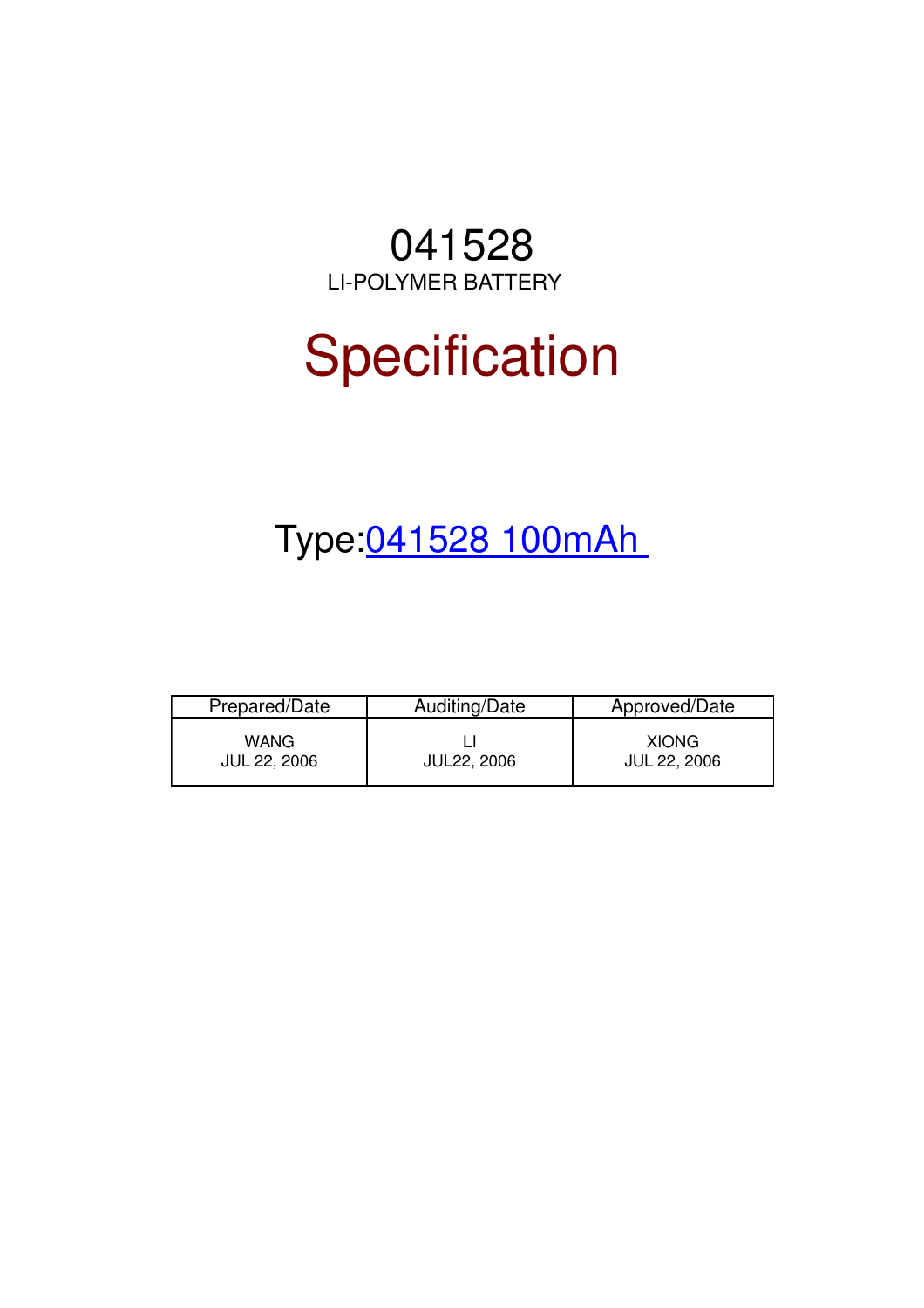# 041528

LI-POLYMER BATTERY

# Specification

## Type:041528 100mAh

| Prepared/Date | Auditing/Date | Approved/Date |
|---|---|---|
| WANG<br>JUL 22, 2006 | LI<br>JUL22, 2006 | XIONG<br>JUL 22, 2006 |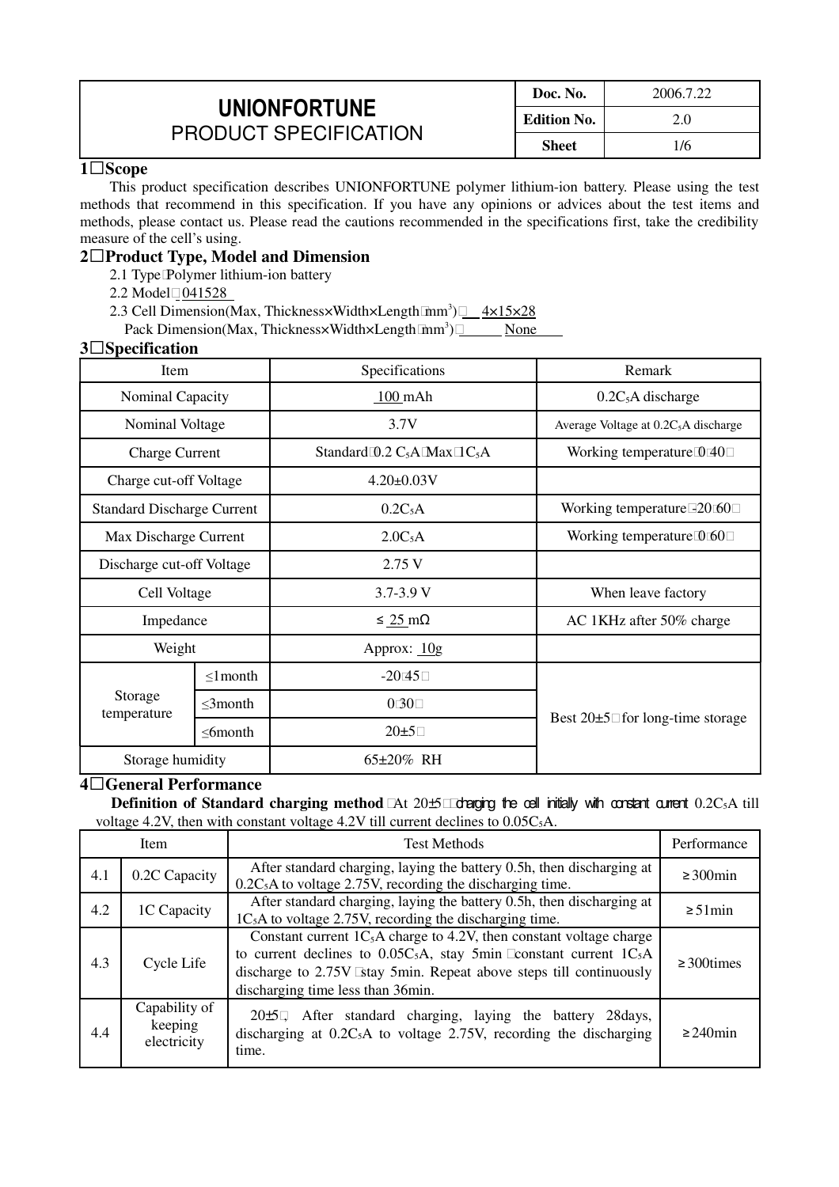| UNIONFORTUNE PRODUCT SPECIFICATION | Doc. No. | 2006.7.22 |
| --- | --- | --- |
| | Edition No. | 2.0 |
| | Sheet | 1/6 |

## 1．Scope

This product specification describes UNIONFORTUNE polymer lithium-ion battery. Please using the test methods that recommend in this specification. If you have any opinions or advices about the test items and methods, please contact us. Please read the cautions recommended in the specifications first, take the credibility measure of the cell's using.

## 2．Product Type, Model and Dimension

2.1 Type：Polymer lithium-ion battery

2.2 Model：041528

2.3 Cell Dimension(Max, Thickness×Width×Length（$mm^3$)：4×15×28

Pack Dimension(Max, Thickness×Width×Length（$mm^3$)：None

## 3．Specification

| Item | | Specifications | Remark |
| --- | --- | --- | --- |
| Nominal Capacity | | 100 mAh | $0.2C_5A$ discharge |
| Nominal Voltage | | 3.7V | Average Voltage at $0.2C_5A$ discharge |
| Charge Current | | Standard：$0.2\ C_5A$，Max：$1C_5A$ | Working temperature：0～40℃ |
| Charge cut-off Voltage | | 4.20±0.03V | |
| Standard Discharge Current | | $0.2C_5A$ | Working temperature：-20～60℃ |
| Max Discharge Current | | $2.0C_5A$ | Working temperature：0～60℃ |
| Discharge cut-off Voltage | | 2.75 V | |
| Cell Voltage | | 3.7-3.9 V | When leave factory |
| Impedance | | ≤ 25 mΩ | AC 1KHz after 50% charge |
| Weight | | Approx: 10g | |
| Storage temperature | ≤1month | -20～45℃ | Best 20±5℃ for long-time storage |
| | ≤3month | 0～30℃ | |
| | ≤6month | 20±5℃ | |
| Storage humidity | | 65±20% RH | |

## 4．General Performance

**Definition of Standard charging method**：At 20±5℃，charging the cell initially with constant current $0.2C_5A$ till voltage 4.2V, then with constant voltage 4.2V till current declines to $0.05C_5A$.

| | Item | Test Methods | Performance |
| --- | --- | --- | --- |
| 4.1 | 0.2C Capacity | After standard charging, laying the battery 0.5h, then discharging at $0.2C_5A$ to voltage 2.75V, recording the discharging time. | ≥300min |
| 4.2 | 1C Capacity | After standard charging, laying the battery 0.5h, then discharging at $1C_5A$ to voltage 2.75V, recording the discharging time. | ≥51min |
| 4.3 | Cycle Life | Constant current $1C_5A$ charge to 4.2V, then constant voltage charge to current declines to $0.05C_5A$, stay 5min，constant current $1C_5A$ discharge to 2.75V，stay 5min. Repeat above steps till continuously discharging time less than 36min. | ≥300times |
| 4.4 | Capability of keeping electricity | 20±5℃, After standard charging, laying the battery 28days, discharging at $0.2C_5A$ to voltage 2.75V, recording the discharging time. | ≥240min |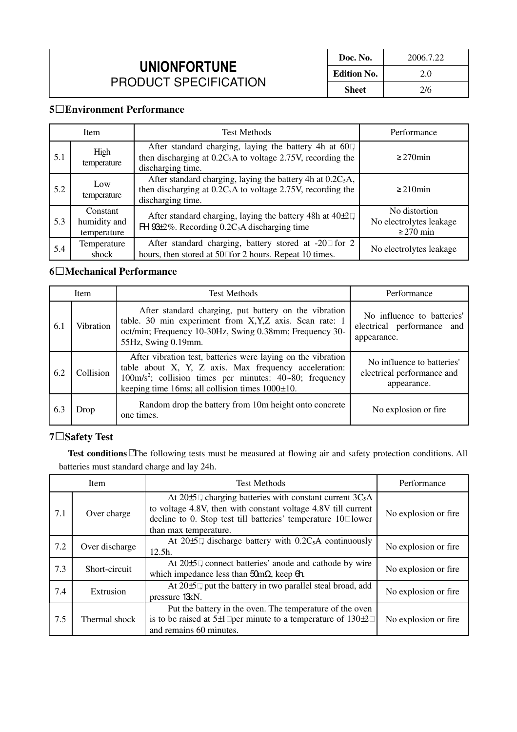## 5．Environment Performance

| Item | | Test Methods | Performance |
|---|---|---|---|
| 5.1 | High temperature | After standard charging, laying the battery 4h at 60℃, then discharging at $0.2C_5A$ to voltage 2.75V, recording the discharging time. | ≥270min |
| 5.2 | Low temperature | After standard charging, laying the battery 4h at $0.2C_5A$, then discharging at $0.2C_5A$ to voltage 2.75V, recording the discharging time. | ≥210min |
| 5.3 | Constant humidity and temperature | After standard charging, laying the battery 48h at 40±2℃, RH 93±2%. Recording $0.2C_5A$ discharging time | No distortion<br>No electrolytes leakage<br>≥270 min |
| 5.4 | Temperature shock | After standard charging, battery stored at -20℃ for 2 hours, then stored at 50℃for 2 hours. Repeat 10 times. | No electrolytes leakage |

## 6．Mechanical Performance

| Item | | Test Methods | Performance |
|---|---|---|---|
| 6.1 | Vibration | After standard charging, put battery on the vibration table. 30 min experiment from X,Y,Z axis. Scan rate: 1 oct/min; Frequency 10-30Hz, Swing 0.38mm; Frequency 30-55Hz, Swing 0.19mm. | No influence to batteries' electrical performance and appearance. |
| 6.2 | Collision | After vibration test, batteries were laying on the vibration table about X, Y, Z axis. Max frequency acceleration: $100m/s^2$; collision times per minutes: 40~80; frequency keeping time 16ms; all collision times 1000±10. | No influence to batteries' electrical performance and appearance. |
| 6.3 | Drop | Random drop the battery from 10m height onto concrete one times. | No explosion or fire |

## 7．Safety Test

**Test conditions：**The following tests must be measured at flowing air and safety protection conditions. All batteries must standard charge and lay 24h.

| Item | | Test Methods | Performance |
|---|---|---|---|
| 7.1 | Over charge | At 20±5℃, charging batteries with constant current $3C_5A$ to voltage 4.8V, then with constant voltage 4.8V till current decline to 0. Stop test till batteries' temperature 10℃lower than max temperature. | No explosion or fire |
| 7.2 | Over discharge | At 20±5℃, discharge battery with $0.2C_5A$ continuously 12.5h. | No explosion or fire |
| 7.3 | Short-circuit | At 20±5℃, connect batteries' anode and cathode by wire which impedance less than 50mΩ, keep 6h. | No explosion or fire |
| 7.4 | Extrusion | At 20±5℃, put the battery in two parallel steal broad, add pressure 13kN. | No explosion or fire |
| 7.5 | Thermal shock | Put the battery in the oven. The temperature of the oven is to be raised at 5±1℃per minute to a temperature of 130±2℃ and remains 60 minutes. | No explosion or fire |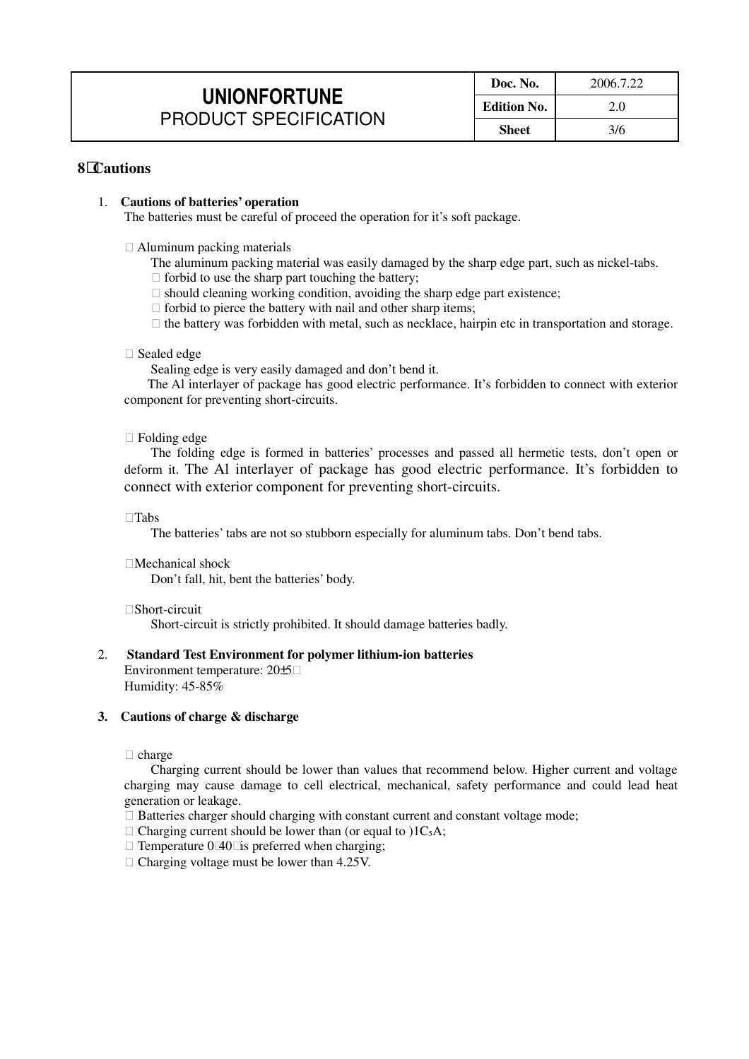# 8．Cautions

1. **Cautions of batteries' operation**

   The batteries must be careful of proceed the operation for it's soft package.

   - Aluminum packing materials

     The aluminum packing material was easily damaged by the sharp edge part, such as nickel-tabs.

     - forbid to use the sharp part touching the battery;
     - should cleaning working condition, avoiding the sharp edge part existence;
     - forbid to pierce the battery with nail and other sharp items;
     - the battery was forbidden with metal, such as necklace, hairpin etc in transportation and storage.

   - Sealed edge

     Sealing edge is very easily damaged and don't bend it.

     The Al interlayer of package has good electric performance. It's forbidden to connect with exterior component for preventing short-circuits.

   - Folding edge

     The folding edge is formed in batteries' processes and passed all hermetic tests, don't open or deform it. The Al interlayer of package has good electric performance. It's forbidden to connect with exterior component for preventing short-circuits.

   - Tabs

     The batteries' tabs are not so stubborn especially for aluminum tabs. Don't bend tabs.

   - Mechanical shock

     Don't fall, hit, bent the batteries' body.

   - Short-circuit

     Short-circuit is strictly prohibited. It should damage batteries badly.

2. **Standard Test Environment for polymer lithium-ion batteries**

   Environment temperature: 20±5℃

   Humidity: 45-85%

3. **Cautions of charge & discharge**

   - charge

     Charging current should be lower than values that recommend below. Higher current and voltage charging may cause damage to cell electrical, mechanical, safety performance and could lead heat generation or leakage.

     - Batteries charger should charging with constant current and constant voltage mode;
     - Charging current should be lower than (or equal to )$1C_5A$;
     - Temperature 0～40℃ is preferred when charging;
     - Charging voltage must be lower than 4.25V.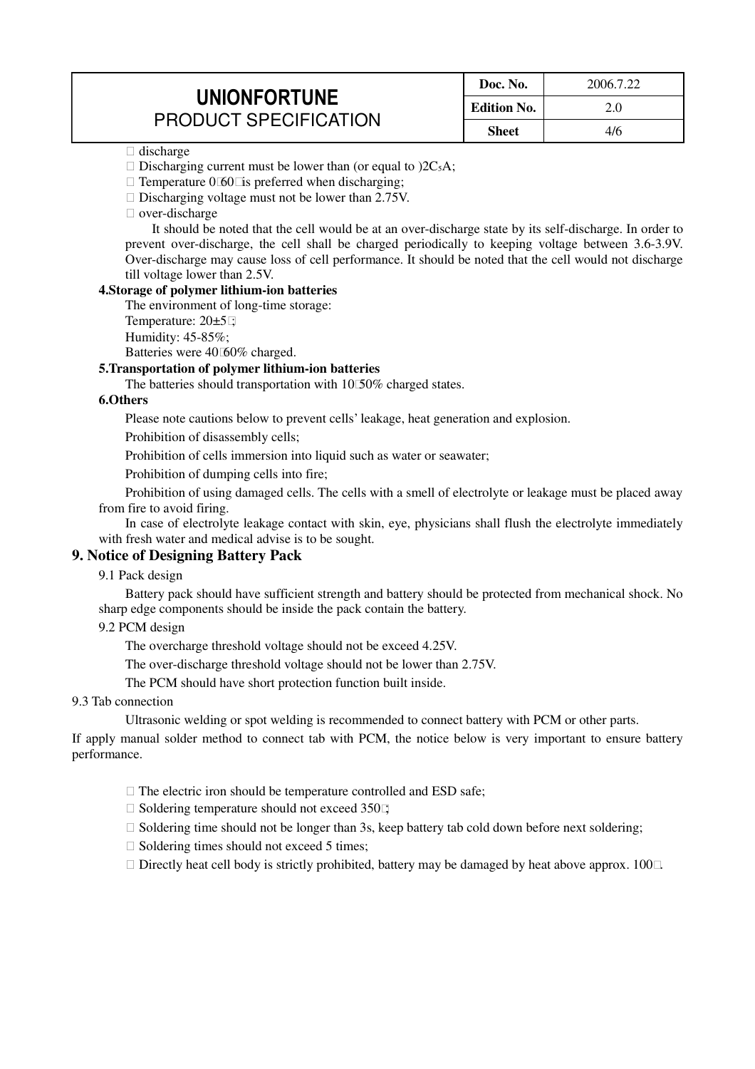□ discharge

□ Discharging current must be lower than (or equal to )$2C_5A$;

□ Temperature 0□60□is preferred when discharging;

□ Discharging voltage must not be lower than 2.75V.

□ over-discharge

It should be noted that the cell would be at an over-discharge state by its self-discharge. In order to prevent over-discharge, the cell shall be charged periodically to keeping voltage between 3.6-3.9V. Over-discharge may cause loss of cell performance. It should be noted that the cell would not discharge till voltage lower than 2.5V.

**4.Storage of polymer lithium-ion batteries**

The environment of long-time storage:

Temperature: 20±5□;

Humidity: 45-85%;

Batteries were 40□60% charged.

**5.Transportation of polymer lithium-ion batteries**

The batteries should transportation with 10□50% charged states.

**6.Others**

Please note cautions below to prevent cells' leakage, heat generation and explosion.

Prohibition of disassembly cells;

Prohibition of cells immersion into liquid such as water or seawater;

Prohibition of dumping cells into fire;

Prohibition of using damaged cells. The cells with a smell of electrolyte or leakage must be placed away from fire to avoid firing.

In case of electrolyte leakage contact with skin, eye, physicians shall flush the electrolyte immediately with fresh water and medical advise is to be sought.

## 9. Notice of Designing Battery Pack

9.1 Pack design

Battery pack should have sufficient strength and battery should be protected from mechanical shock. No sharp edge components should be inside the pack contain the battery.

9.2 PCM design

The overcharge threshold voltage should not be exceed 4.25V.

The over-discharge threshold voltage should not be lower than 2.75V.

The PCM should have short protection function built inside.

9.3 Tab connection

Ultrasonic welding or spot welding is recommended to connect battery with PCM or other parts.

If apply manual solder method to connect tab with PCM, the notice below is very important to ensure battery performance.

□ The electric iron should be temperature controlled and ESD safe;

□ Soldering temperature should not exceed 350□;

□ Soldering time should not be longer than 3s, keep battery tab cold down before next soldering;

□ Soldering times should not exceed 5 times;

□ Directly heat cell body is strictly prohibited, battery may be damaged by heat above approx. 100□.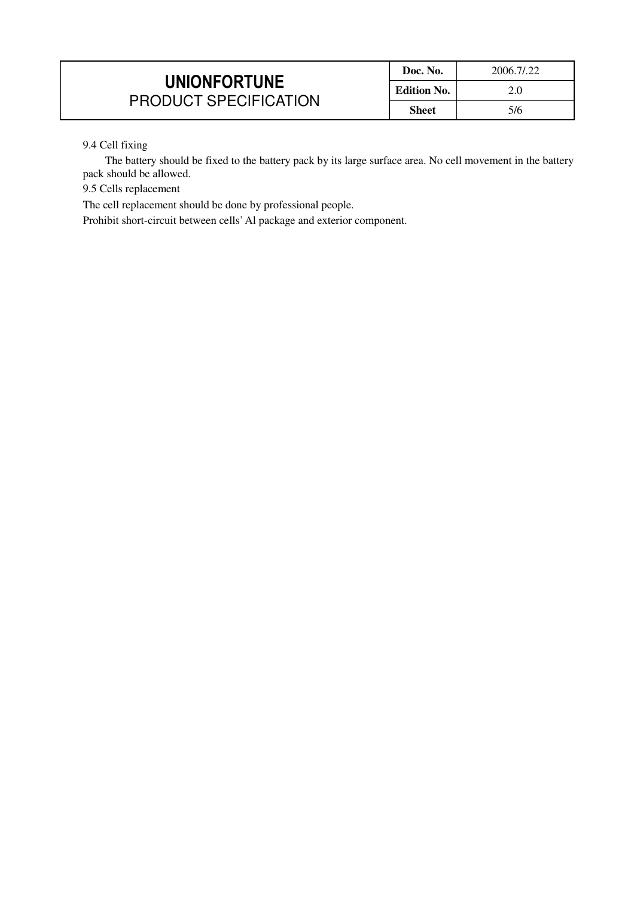9.4 Cell fixing

The battery should be fixed to the battery pack by its large surface area. No cell movement in the battery pack should be allowed.

9.5 Cells replacement

The cell replacement should be done by professional people.

Prohibit short-circuit between cells' Al package and exterior component.